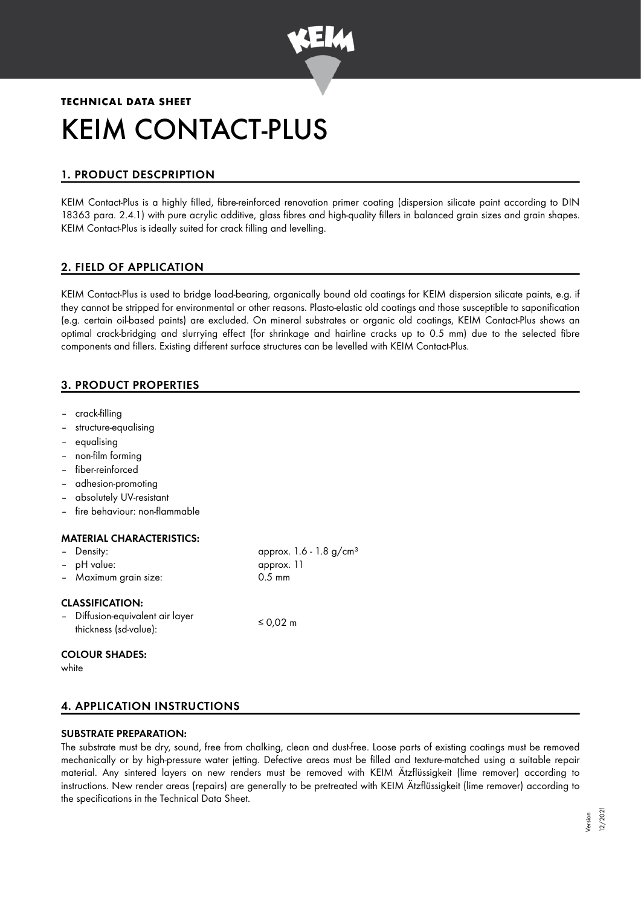**TECHNICAL DATA SHEET**

# KEIM CONTACT-PLUS

## 1. PRODUCT DESCPRIPTION

KEIM Contact-Plus is a highly filled, fibre-reinforced renovation primer coating (dispersion silicate paint according to DIN 18363 para. 2.4.1) with pure acrylic additive, glass fibres and high-quality fillers in balanced grain sizes and grain shapes. KEIM Contact-Plus is ideally suited for crack filling and levelling.

## 2. FIELD OF APPLICATION

KEIM Contact-Plus is used to bridge load-bearing, organically bound old coatings for KEIM dispersion silicate paints, e.g. if they cannot be stripped for environmental or other reasons. Plasto-elastic old coatings and those susceptible to saponification (e.g. certain oil-based paints) are excluded. On mineral substrates or organic old coatings, KEIM Contact-Plus shows an optimal crack-bridging and slurrying effect (for shrinkage and hairline cracks up to 0.5 mm) due to the selected fibre components and fillers. Existing different surface structures can be levelled with KEIM Contact-Plus.

## 3. PRODUCT PROPERTIES

- crack-filling
- structure-equalising
- equalising
- non-film forming
- fiber-reinforced
- adhesion-promoting
- absolutely UV-resistant
- fire behaviour: non-flammable

### MATERIAL CHARACTERISTICS:

| | |
|---|---|
| – Density: | approx. 1.6 - 1.8 g/cm³ |
| – pH value: | approx. 11 |
| – Maximum grain size: | 0.5 mm |

### CLASSIFICATION:

| | |
|---|---|
| – Diffusion-equivalent air layer thickness (sd-value): | ≤ 0,02 m |

### COLOUR SHADES:

white

## 4. APPLICATION INSTRUCTIONS

### SUBSTRATE PREPARATION:

The substrate must be dry, sound, free from chalking, clean and dust-free. Loose parts of existing coatings must be removed mechanically or by high-pressure water jetting. Defective areas must be filled and texture-matched using a suitable repair material. Any sintered layers on new renders must be removed with KEIM Ätzflüssigkeit (lime remover) according to instructions. New render areas (repairs) are generally to be pretreated with KEIM Ätzflüssigkeit (lime remover) according to the specifications in the Technical Data Sheet.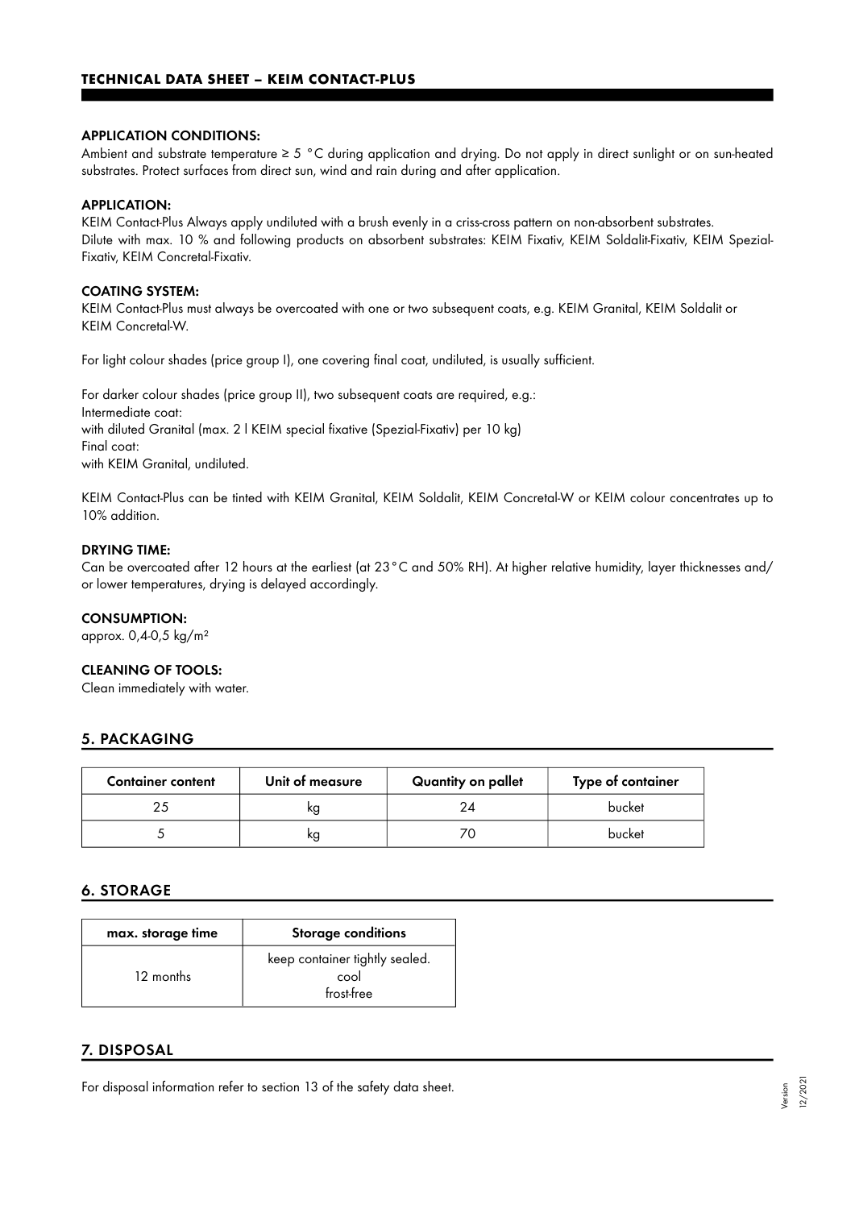#### APPLICATION CONDITIONS:

Ambient and substrate temperature ≥ 5 °C during application and drying. Do not apply in direct sunlight or on sun-heated substrates. Protect surfaces from direct sun, wind and rain during and after application.

#### APPLICATION:

KEIM Contact-Plus Always apply undiluted with a brush evenly in a criss-cross pattern on non-absorbent substrates.
Dilute with max. 10 % and following products on absorbent substrates: KEIM Fixativ, KEIM Soldalit-Fixativ, KEIM Spezial-Fixativ, KEIM Concretal-Fixativ.

#### COATING SYSTEM:

KEIM Contact-Plus must always be overcoated with one or two subsequent coats, e.g. KEIM Granital, KEIM Soldalit or KEIM Concretal-W.

For light colour shades (price group I), one covering final coat, undiluted, is usually sufficient.

For darker colour shades (price group II), two subsequent coats are required, e.g.:
Intermediate coat:
with diluted Granital (max. 2 l KEIM special fixative (Spezial-Fixativ) per 10 kg)
Final coat:
with KEIM Granital, undiluted.

KEIM Contact-Plus can be tinted with KEIM Granital, KEIM Soldalit, KEIM Concretal-W or KEIM colour concentrates up to 10% addition.

#### DRYING TIME:

Can be overcoated after 12 hours at the earliest (at 23 °C and 50% RH). At higher relative humidity, layer thicknesses and/ or lower temperatures, drying is delayed accordingly.

#### CONSUMPTION:

approx. 0,4-0,5 kg/m²

#### CLEANING OF TOOLS:

Clean immediately with water.

## 5. PACKAGING

| Container content | Unit of measure | Quantity on pallet | Type of container |
|---|---|---|---|
| 25 | kg | 24 | bucket |
| 5 | kg | 70 | bucket |

## 6. STORAGE

| max. storage time | Storage conditions |
|---|---|
| 12 months | keep container tightly sealed. cool frost-free |

## 7. DISPOSAL

For disposal information refer to section 13 of the safety data sheet.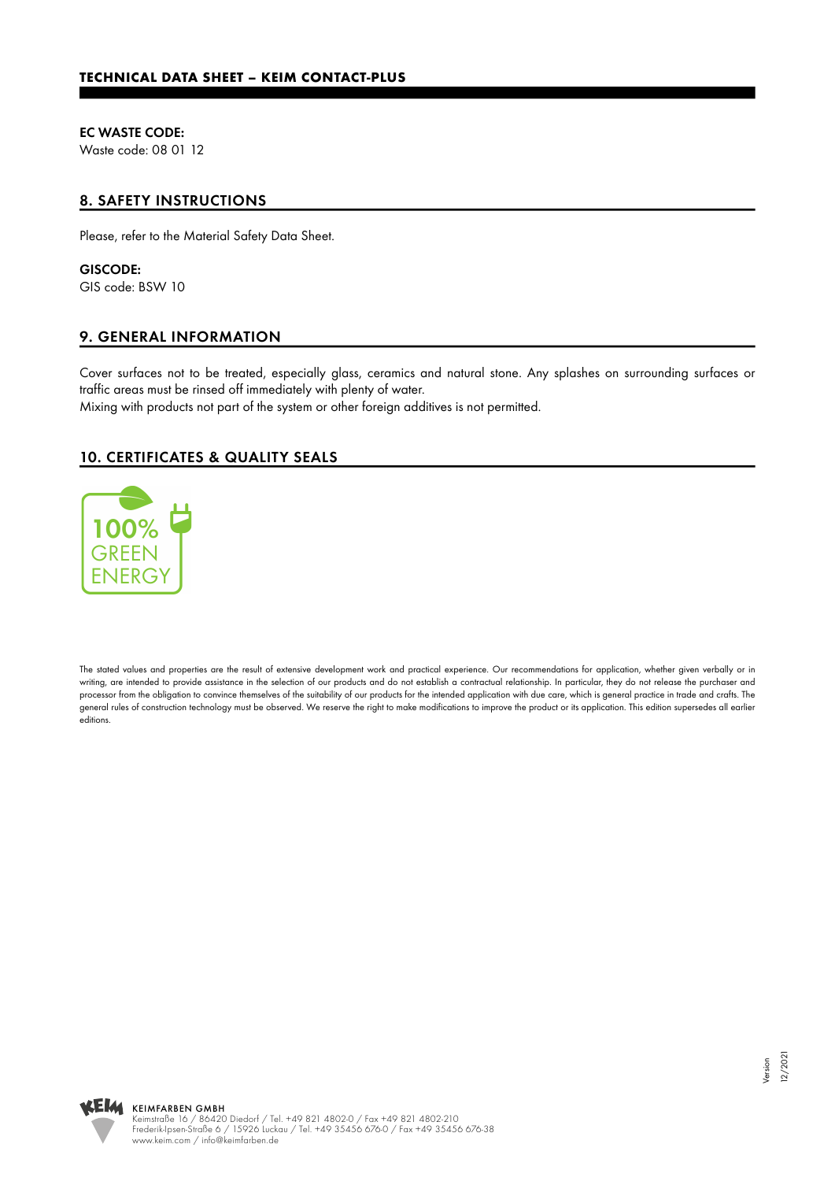**EC WASTE CODE:**
Waste code: 08 01 12

## 8. SAFETY INSTRUCTIONS

Please, refer to the Material Safety Data Sheet.

**GISCODE:**
GIS code: BSW 10

## 9. GENERAL INFORMATION

Cover surfaces not to be treated, especially glass, ceramics and natural stone. Any splashes on surrounding surfaces or traffic areas must be rinsed off immediately with plenty of water.
Mixing with products not part of the system or other foreign additives is not permitted.

## 10. CERTIFICATES & QUALITY SEALS

100% GREEN ENERGY

The stated values and properties are the result of extensive development work and practical experience. Our recommendations for application, whether given verbally or in writing, are intended to provide assistance in the selection of our products and do not establish a contractual relationship. In particular, they do not release the purchaser and processor from the obligation to convince themselves of the suitability of our products for the intended application with due care, which is general practice in trade and crafts. The general rules of construction technology must be observed. We reserve the right to make modifications to improve the product or its application. This edition supersedes all earlier editions.